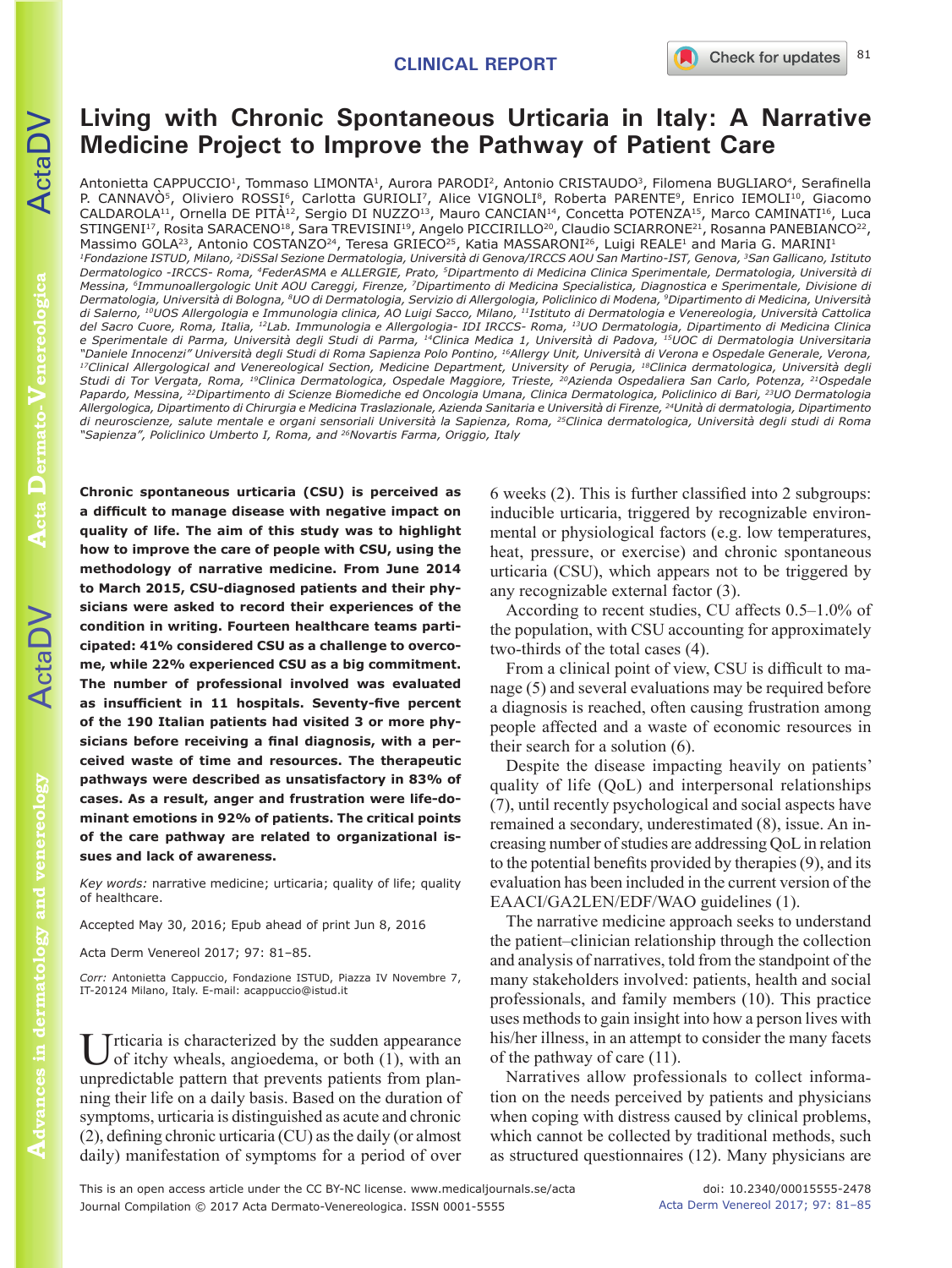CLINICAL REPORT

# Living with Chronic Spontaneous Urticaria in Italy: A Narrative Medicine Project to Improve the Pathway of Patient Care

Antonietta CAPPUCCIO[1], Tommaso LIMONTA[1], Aurora PARODI[2], Antonio CRISTAUDO[3], Filomena BUGLIARO[4], Serafinella P. CANNAVÒ[5], Oliviero ROSSI[6], Carlotta GURIOLI[7], Alice VIGNOLI[8], Roberta PARENTE[9], Enrico IEMOLI[10], Giacomo CALDAROLA[11], Ornella DE PITÀ[12], Sergio DI NUZZO[13], Mauro CANCIAN[14], Concetta POTENZA[15], Marco CAMINATI[16], Luca STINGENI[17], Rosita SARACENO[18], Sara TREVISINI[19], Angelo PICCIRILLO[20], Claudio SCIARRONE[21], Rosanna PANEBIANCO[22], Massimo GOLA[23], Antonio COSTANZO[24], Teresa GRIECO[25], Katia MASSARONI[26], Luigi REALE[1] and Maria G. MARINI[1]

[1]Fondazione ISTUD, Milano, [2]DiSSal Sezione Dermatologia, Università di Genova/IRCCS AOU San Martino-IST, Genova, [3]San Gallicano, Istituto Dermatologico -IRCCS- Roma, [4]FederASMA e ALLERGIE, Prato, [5]Dipartmento di Medicina Clinica Sperimentale, Dermatologia, Università di Messina, [6]Immunoallergologic Unit AOU Careggi, Firenze, [7]Dipartimento di Medicina Specialistica, Diagnostica e Sperimentale, Divisione di Dermatologia, Università di Bologna, [8]UO di Dermatologia, Servizio di Allergologia, Policlinico di Modena, [9]Dipartimento di Medicina, Università di Salerno, [10]UOS Allergologia e Immunologia clinica, AO Luigi Sacco, Milano, [11]Istituto di Dermatologia e Venereologia, Università Cattolica del Sacro Cuore, Roma, Italia, [12]Lab. Immunologia e Allergologia- IDI IRCCS- Roma, [13]UO Dermatologia, Dipartimento di Medicina Clinica e Sperimentale di Parma, Università degli Studi di Parma, [14]Clinica Medica 1, Università di Padova, [15]UOC di Dermatologia Universitaria "Daniele Innocenzi" Università degli Studi di Roma Sapienza Polo Pontino, [16]Allergy Unit, Università di Verona e Ospedale Generale, Verona, [17]Clinical Allergological and Venereological Section, Medicine Department, University of Perugia, [18]Clinica dermatologica, Università degli Studi di Tor Vergata, Roma, [19]Clinica Dermatologica, Ospedale Maggiore, Trieste, [20]Azienda Ospedaliera San Carlo, Potenza, [21]Ospedale Papardo, Messina, [22]Dipartimento di Scienze Biomediche ed Oncologia Umana, Clinica Dermatologica, Policlinico di Bari, [23]UO Dermatologia Allergologica, Dipartimento di Chirurgia e Medicina Traslazionale, Azienda Sanitaria e Università di Firenze, [24]Unità di dermatologia, Dipartimento di neuroscienze, salute mentale e organi sensoriali Università la Sapienza, Roma, [25]Clinica dermatologica, Università degli studi di Roma "Sapienza", Policlinico Umberto I, Roma, and [26]Novartis Farma, Origgio, Italy

**Chronic spontaneous urticaria (CSU) is perceived as a difficult to manage disease with negative impact on quality of life. The aim of this study was to highlight how to improve the care of people with CSU, using the methodology of narrative medicine. From June 2014 to March 2015, CSU-diagnosed patients and their physicians were asked to record their experiences of the condition in writing. Fourteen healthcare teams participated: 41% considered CSU as a challenge to overcome, while 22% experienced CSU as a big commitment. The number of professional involved was evaluated as insufficient in 11 hospitals. Seventy-five percent of the 190 Italian patients had visited 3 or more physicians before receiving a final diagnosis, with a perceived waste of time and resources. The therapeutic pathways were described as unsatisfactory in 83% of cases. As a result, anger and frustration were life-dominant emotions in 92% of patients. The critical points of the care pathway are related to organizational issues and lack of awareness.**

*Key words:* narrative medicine; urticaria; quality of life; quality of healthcare.

Accepted May 30, 2016; Epub ahead of print Jun 8, 2016

Acta Derm Venereol 2017; 97: 81–85.

*Corr:* Antonietta Cappuccio, Fondazione ISTUD, Piazza IV Novembre 7, IT-20124 Milano, Italy. E-mail: acappuccio@istud.it

Urticaria is characterized by the sudden appearance of itchy wheals, angioedema, or both (1), with an unpredictable pattern that prevents patients from planning their life on a daily basis. Based on the duration of symptoms, urticaria is distinguished as acute and chronic (2), defining chronic urticaria (CU) as the daily (or almost daily) manifestation of symptoms for a period of over 6 weeks (2). This is further classified into 2 subgroups: inducible urticaria, triggered by recognizable environmental or physiological factors (e.g. low temperatures, heat, pressure, or exercise) and chronic spontaneous urticaria (CSU), which appears not to be triggered by any recognizable external factor (3).

According to recent studies, CU affects 0.5–1.0% of the population, with CSU accounting for approximately two-thirds of the total cases (4).

From a clinical point of view, CSU is difficult to manage (5) and several evaluations may be required before a diagnosis is reached, often causing frustration among people affected and a waste of economic resources in their search for a solution (6).

Despite the disease impacting heavily on patients' quality of life (QoL) and interpersonal relationships (7), until recently psychological and social aspects have remained a secondary, underestimated (8), issue. An increasing number of studies are addressing QoL in relation to the potential benefits provided by therapies (9), and its evaluation has been included in the current version of the EAACI/GA2LEN/EDF/WAO guidelines (1).

The narrative medicine approach seeks to understand the patient–clinician relationship through the collection and analysis of narratives, told from the standpoint of the many stakeholders involved: patients, health and social professionals, and family members (10). This practice uses methods to gain insight into how a person lives with his/her illness, in an attempt to consider the many facets of the pathway of care (11).

Narratives allow professionals to collect information on the needs perceived by patients and physicians when coping with distress caused by clinical problems, which cannot be collected by traditional methods, such as structured questionnaires (12). Many physicians are

This is an open access article under the CC BY-NC license. www.medicaljournals.se/acta
Journal Compilation © 2017 Acta Dermato-Venereologica. ISSN 0001-5555

doi: 10.2340/00015555-2478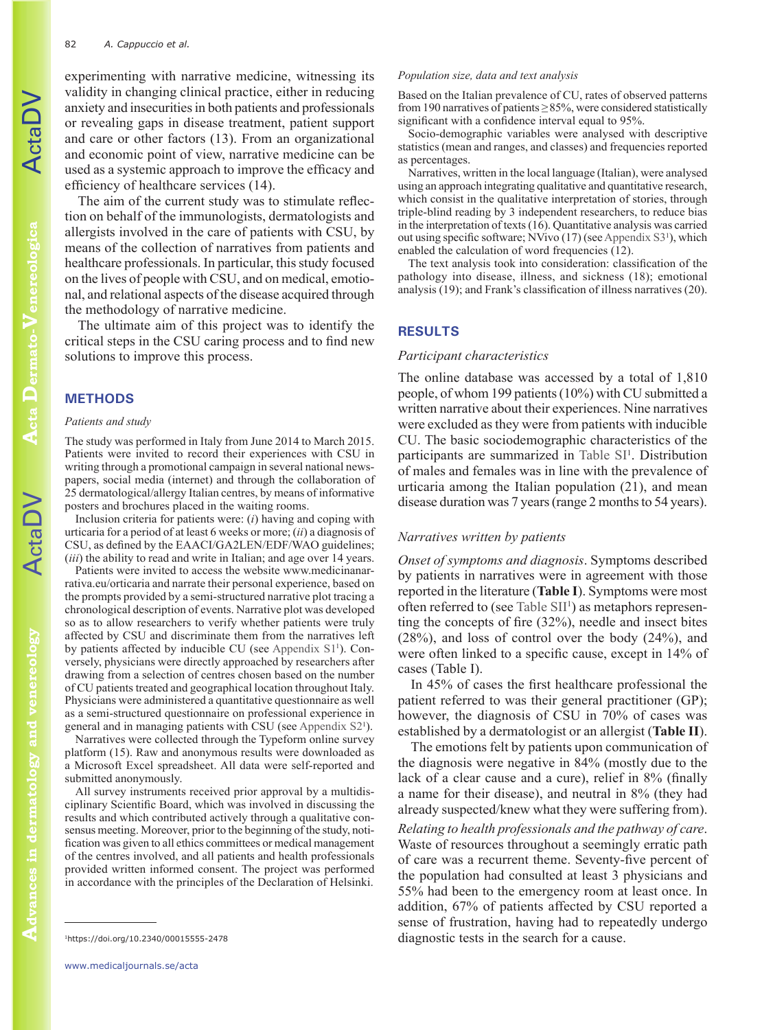experimenting with narrative medicine, witnessing its validity in changing clinical practice, either in reducing anxiety and insecurities in both patients and professionals or revealing gaps in disease treatment, patient support and care or other factors (13). From an organizational and economic point of view, narrative medicine can be used as a systemic approach to improve the efficacy and efficiency of healthcare services (14).

The aim of the current study was to stimulate reflection on behalf of the immunologists, dermatologists and allergists involved in the care of patients with CSU, by means of the collection of narratives from patients and healthcare professionals. In particular, this study focused on the lives of people with CSU, and on medical, emotional, and relational aspects of the disease acquired through the methodology of narrative medicine.

The ultimate aim of this project was to identify the critical steps in the CSU caring process and to find new solutions to improve this process.

## METHODS

### *Patients and study*

The study was performed in Italy from June 2014 to March 2015. Patients were invited to record their experiences with CSU in writing through a promotional campaign in several national newspapers, social media (internet) and through the collaboration of 25 dermatological/allergy Italian centres, by means of informative posters and brochures placed in the waiting rooms.

Inclusion criteria for patients were: (*i*) having and coping with urticaria for a period of at least 6 weeks or more; (*ii*) a diagnosis of CSU, as defined by the EAACI/GA2LEN/EDF/WAO guidelines; (*iii*) the ability to read and write in Italian; and age over 14 years.

Patients were invited to access the website www.medicinanarrativa.eu/orticaria and narrate their personal experience, based on the prompts provided by a semi-structured narrative plot tracing a chronological description of events. Narrative plot was developed so as to allow researchers to verify whether patients were truly affected by CSU and discriminate them from the narratives left by patients affected by inducible CU (see Appendix S1[1]). Conversely, physicians were directly approached by researchers after drawing from a selection of centres chosen based on the number of CU patients treated and geographical location throughout Italy. Physicians were administered a quantitative questionnaire as well as a semi-structured questionnaire on professional experience in general and in managing patients with CSU (see Appendix S2[1]).

Narratives were collected through the Typeform online survey platform (15). Raw and anonymous results were downloaded as a Microsoft Excel spreadsheet. All data were self-reported and submitted anonymously.

All survey instruments received prior approval by a multidisciplinary Scientific Board, which was involved in discussing the results and which contributed actively through a qualitative consensus meeting. Moreover, prior to the beginning of the study, notification was given to all ethics committees or medical management of the centres involved, and all patients and health professionals provided written informed consent. The project was performed in accordance with the principles of the Declaration of Helsinki.

[1]https://doi.org/10.2340/00015555-2478

### *Population size, data and text analysis*

Based on the Italian prevalence of CU, rates of observed patterns from 190 narratives of patients ≥85%, were considered statistically significant with a confidence interval equal to 95%.

Socio-demographic variables were analysed with descriptive statistics (mean and ranges, and classes) and frequencies reported as percentages.

Narratives, written in the local language (Italian), were analysed using an approach integrating qualitative and quantitative research, which consist in the qualitative interpretation of stories, through triple-blind reading by 3 independent researchers, to reduce bias in the interpretation of texts (16). Quantitative analysis was carried out using specific software; NVivo (17) (see Appendix S3[1]), which enabled the calculation of word frequencies (12).

The text analysis took into consideration: classification of the pathology into disease, illness, and sickness (18); emotional analysis (19); and Frank's classification of illness narratives (20).

## RESULTS

### *Participant characteristics*

The online database was accessed by a total of 1,810 people, of whom 199 patients (10%) with CU submitted a written narrative about their experiences. Nine narratives were excluded as they were from patients with inducible CU. The basic sociodemographic characteristics of the participants are summarized in Table SI[1]. Distribution of males and females was in line with the prevalence of urticaria among the Italian population (21), and mean disease duration was 7 years (range 2 months to 54 years).

### *Narratives written by patients*

*Onset of symptoms and diagnosis*. Symptoms described by patients in narratives were in agreement with those reported in the literature (**Table I**). Symptoms were most often referred to (see Table SII[1]) as metaphors representing the concepts of fire (32%), needle and insect bites (28%), and loss of control over the body (24%), and were often linked to a specific cause, except in 14% of cases (Table I).

In 45% of cases the first healthcare professional the patient referred to was their general practitioner (GP); however, the diagnosis of CSU in 70% of cases was established by a dermatologist or an allergist (**Table II**).

The emotions felt by patients upon communication of the diagnosis were negative in 84% (mostly due to the lack of a clear cause and a cure), relief in 8% (finally a name for their disease), and neutral in 8% (they had already suspected/knew what they were suffering from).

*Relating to health professionals and the pathway of care*. Waste of resources throughout a seemingly erratic path of care was a recurrent theme. Seventy-five percent of the population had consulted at least 3 physicians and 55% had been to the emergency room at least once. In addition, 67% of patients affected by CSU reported a sense of frustration, having had to repeatedly undergo diagnostic tests in the search for a cause.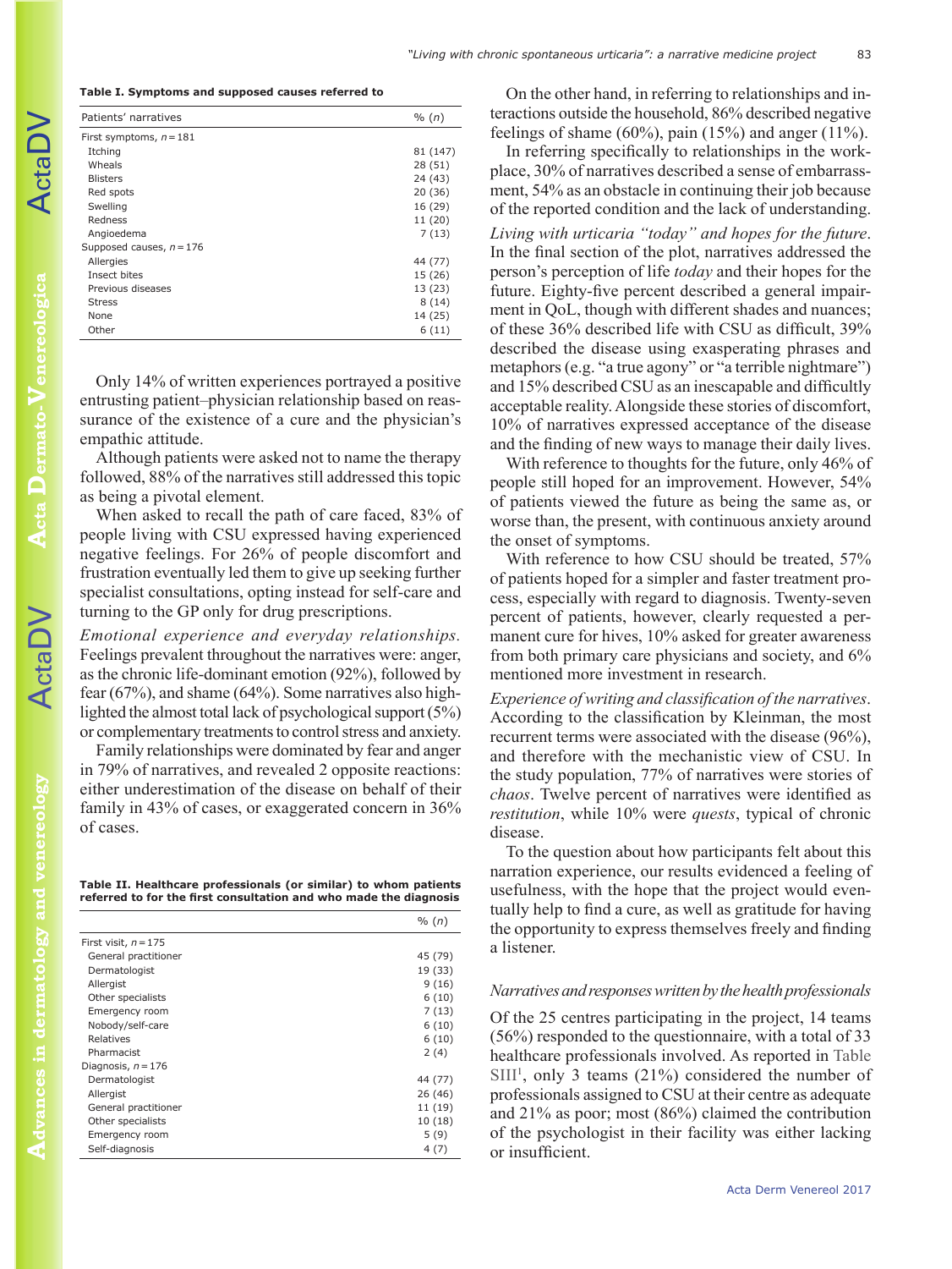**Table I. Symptoms and supposed causes referred to**

| Patients' narratives | % (*n*) |
|---|---|
| First symptoms, *n* = 181 | |
| Itching | 81 (147) |
| Wheals | 28 (51) |
| Blisters | 24 (43) |
| Red spots | 20 (36) |
| Swelling | 16 (29) |
| Redness | 11 (20) |
| Angioedema | 7 (13) |
| Supposed causes, *n* = 176 | |
| Allergies | 44 (77) |
| Insect bites | 15 (26) |
| Previous diseases | 13 (23) |
| Stress | 8 (14) |
| None | 14 (25) |
| Other | 6 (11) |

Only 14% of written experiences portrayed a positive entrusting patient–physician relationship based on reassurance of the existence of a cure and the physician's empathic attitude.

Although patients were asked not to name the therapy followed, 88% of the narratives still addressed this topic as being a pivotal element.

When asked to recall the path of care faced, 83% of people living with CSU expressed having experienced negative feelings. For 26% of people discomfort and frustration eventually led them to give up seeking further specialist consultations, opting instead for self-care and turning to the GP only for drug prescriptions.

*Emotional experience and everyday relationships.* Feelings prevalent throughout the narratives were: anger, as the chronic life-dominant emotion (92%), followed by fear (67%), and shame (64%). Some narratives also highlighted the almost total lack of psychological support (5%) or complementary treatments to control stress and anxiety.

Family relationships were dominated by fear and anger in 79% of narratives, and revealed 2 opposite reactions: either underestimation of the disease on behalf of their family in 43% of cases, or exaggerated concern in 36% of cases.

**Table II. Healthcare professionals (or similar) to whom patients referred to for the first consultation and who made the diagnosis**

| | % (*n*) |
|---|---|
| First visit, *n* = 175 | |
| General practitioner | 45 (79) |
| Dermatologist | 19 (33) |
| Allergist | 9 (16) |
| Other specialists | 6 (10) |
| Emergency room | 7 (13) |
| Nobody/self-care | 6 (10) |
| Relatives | 6 (10) |
| Pharmacist | 2 (4) |
| Diagnosis, *n* = 176 | |
| Dermatologist | 44 (77) |
| Allergist | 26 (46) |
| General practitioner | 11 (19) |
| Other specialists | 10 (18) |
| Emergency room | 5 (9) |
| Self-diagnosis | 4 (7) |

On the other hand, in referring to relationships and interactions outside the household, 86% described negative feelings of shame (60%), pain (15%) and anger (11%).

In referring specifically to relationships in the workplace, 30% of narratives described a sense of embarrassment, 54% as an obstacle in continuing their job because of the reported condition and the lack of understanding.

*Living with urticaria "today" and hopes for the future.* In the final section of the plot, narratives addressed the person's perception of life *today* and their hopes for the future. Eighty-five percent described a general impairment in QoL, though with different shades and nuances; of these 36% described life with CSU as difficult, 39% described the disease using exasperating phrases and metaphors (e.g. "a true agony" or "a terrible nightmare") and 15% described CSU as an inescapable and difficultly acceptable reality. Alongside these stories of discomfort, 10% of narratives expressed acceptance of the disease and the finding of new ways to manage their daily lives.

With reference to thoughts for the future, only 46% of people still hoped for an improvement. However, 54% of patients viewed the future as being the same as, or worse than, the present, with continuous anxiety around the onset of symptoms.

With reference to how CSU should be treated, 57% of patients hoped for a simpler and faster treatment process, especially with regard to diagnosis. Twenty-seven percent of patients, however, clearly requested a permanent cure for hives, 10% asked for greater awareness from both primary care physicians and society, and 6% mentioned more investment in research.

*Experience of writing and classification of the narratives.* According to the classification by Kleinman, the most recurrent terms were associated with the disease (96%), and therefore with the mechanistic view of CSU. In the study population, 77% of narratives were stories of *chaos*. Twelve percent of narratives were identified as *restitution*, while 10% were *quests*, typical of chronic disease.

To the question about how participants felt about this narration experience, our results evidenced a feeling of usefulness, with the hope that the project would eventually help to find a cure, as well as gratitude for having the opportunity to express themselves freely and finding a listener.

### *Narratives and responses written by the health professionals*

Of the 25 centres participating in the project, 14 teams (56%) responded to the questionnaire, with a total of 33 healthcare professionals involved. As reported in Table SIII[1], only 3 teams (21%) considered the number of professionals assigned to CSU at their centre as adequate and 21% as poor; most (86%) claimed the contribution of the psychologist in their facility was either lacking or insufficient.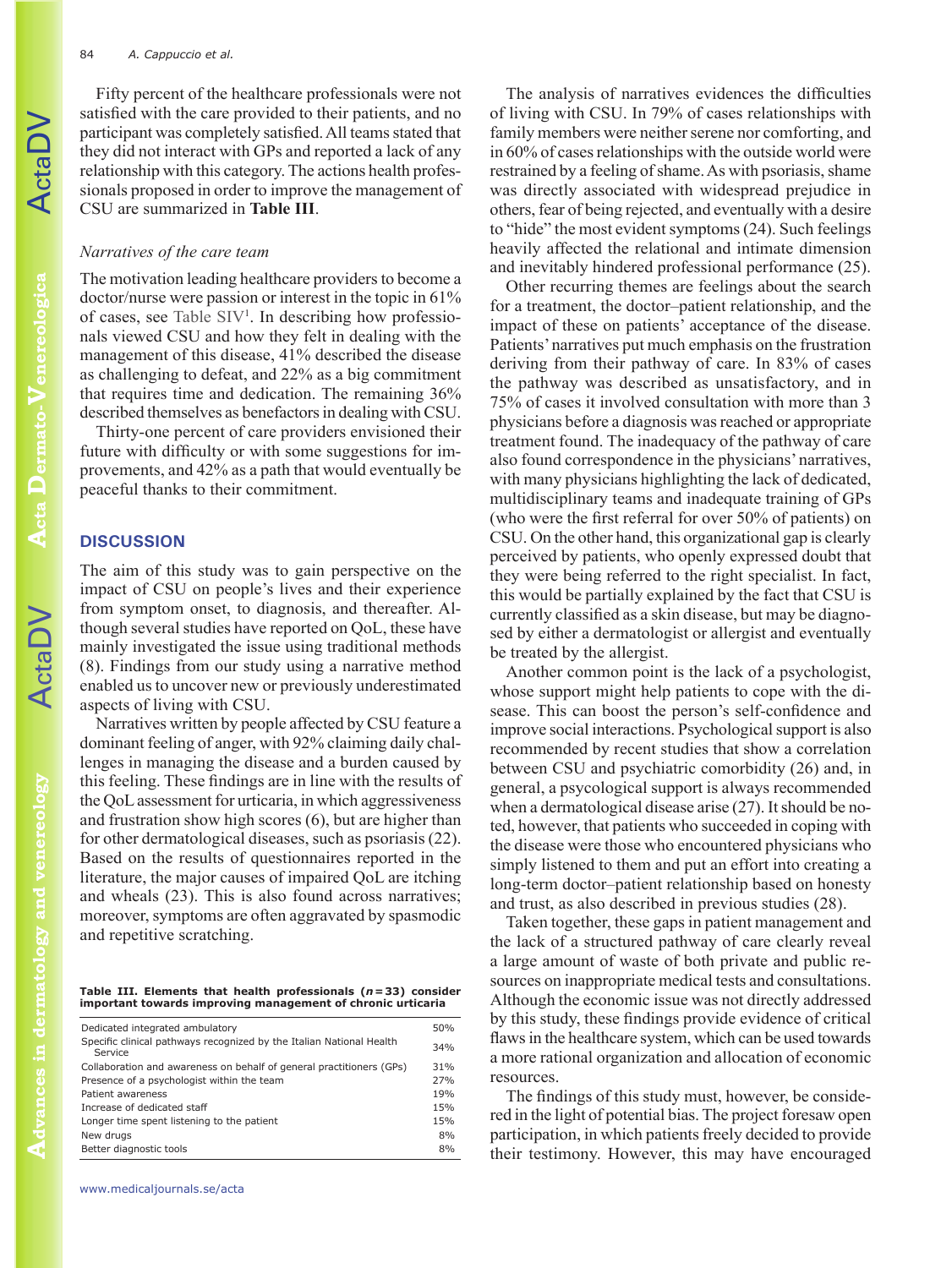Fifty percent of the healthcare professionals were not satisfied with the care provided to their patients, and no participant was completely satisfied. All teams stated that they did not interact with GPs and reported a lack of any relationship with this category. The actions health professionals proposed in order to improve the management of CSU are summarized in **Table III**.

### *Narratives of the care team*

The motivation leading healthcare providers to become a doctor/nurse were passion or interest in the topic in 61% of cases, see Table SIV[1]. In describing how professionals viewed CSU and how they felt in dealing with the management of this disease, 41% described the disease as challenging to defeat, and 22% as a big commitment that requires time and dedication. The remaining 36% described themselves as benefactors in dealing with CSU.

Thirty-one percent of care providers envisioned their future with difficulty or with some suggestions for improvements, and 42% as a path that would eventually be peaceful thanks to their commitment.

## DISCUSSION

The aim of this study was to gain perspective on the impact of CSU on people's lives and their experience from symptom onset, to diagnosis, and thereafter. Although several studies have reported on QoL, these have mainly investigated the issue using traditional methods (8). Findings from our study using a narrative method enabled us to uncover new or previously underestimated aspects of living with CSU.

Narratives written by people affected by CSU feature a dominant feeling of anger, with 92% claiming daily challenges in managing the disease and a burden caused by this feeling. These findings are in line with the results of the QoL assessment for urticaria, in which aggressiveness and frustration show high scores (6), but are higher than for other dermatological diseases, such as psoriasis (22). Based on the results of questionnaires reported in the literature, the major causes of impaired QoL are itching and wheals (23). This is also found across narratives; moreover, symptoms are often aggravated by spasmodic and repetitive scratching.

**Table III. Elements that health professionals (*n* = 33) consider important towards improving management of chronic urticaria**

| | |
|---|---|
| Dedicated integrated ambulatory | 50% |
| Specific clinical pathways recognized by the Italian National Health Service | 34% |
| Collaboration and awareness on behalf of general practitioners (GPs) | 31% |
| Presence of a psychologist within the team | 27% |
| Patient awareness | 19% |
| Increase of dedicated staff | 15% |
| Longer time spent listening to the patient | 15% |
| New drugs | 8% |
| Better diagnostic tools | 8% |

The analysis of narratives evidences the difficulties of living with CSU. In 79% of cases relationships with family members were neither serene nor comforting, and in 60% of cases relationships with the outside world were restrained by a feeling of shame. As with psoriasis, shame was directly associated with widespread prejudice in others, fear of being rejected, and eventually with a desire to "hide" the most evident symptoms (24). Such feelings heavily affected the relational and intimate dimension and inevitably hindered professional performance (25).

Other recurring themes are feelings about the search for a treatment, the doctor–patient relationship, and the impact of these on patients' acceptance of the disease. Patients' narratives put much emphasis on the frustration deriving from their pathway of care. In 83% of cases the pathway was described as unsatisfactory, and in 75% of cases it involved consultation with more than 3 physicians before a diagnosis was reached or appropriate treatment found. The inadequacy of the pathway of care also found correspondence in the physicians' narratives, with many physicians highlighting the lack of dedicated, multidisciplinary teams and inadequate training of GPs (who were the first referral for over 50% of patients) on CSU. On the other hand, this organizational gap is clearly perceived by patients, who openly expressed doubt that they were being referred to the right specialist. In fact, this would be partially explained by the fact that CSU is currently classified as a skin disease, but may be diagnosed by either a dermatologist or allergist and eventually be treated by the allergist.

Another common point is the lack of a psychologist, whose support might help patients to cope with the disease. This can boost the person's self-confidence and improve social interactions. Psychological support is also recommended by recent studies that show a correlation between CSU and psychiatric comorbidity (26) and, in general, a psycological support is always recommended when a dermatological disease arise (27). It should be noted, however, that patients who succeeded in coping with the disease were those who encountered physicians who simply listened to them and put an effort into creating a long-term doctor–patient relationship based on honesty and trust, as also described in previous studies (28).

Taken together, these gaps in patient management and the lack of a structured pathway of care clearly reveal a large amount of waste of both private and public resources on inappropriate medical tests and consultations. Although the economic issue was not directly addressed by this study, these findings provide evidence of critical flaws in the healthcare system, which can be used towards a more rational organization and allocation of economic resources.

The findings of this study must, however, be considered in the light of potential bias. The project foresaw open participation, in which patients freely decided to provide their testimony. However, this may have encouraged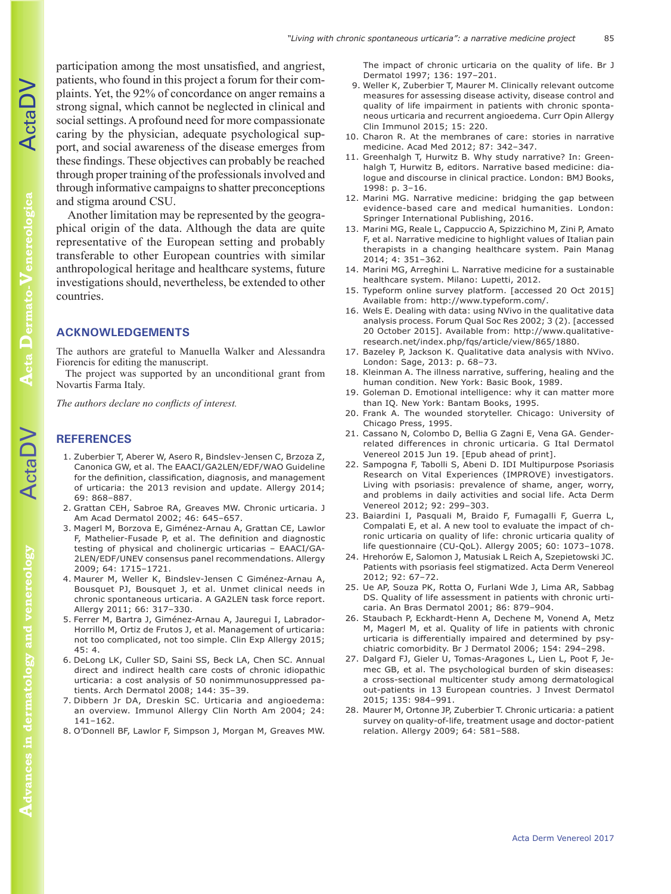participation among the most unsatisfied, and angriest, patients, who found in this project a forum for their complaints. Yet, the 92% of concordance on anger remains a strong signal, which cannot be neglected in clinical and social settings. A profound need for more compassionate caring by the physician, adequate psychological support, and social awareness of the disease emerges from these findings. These objectives can probably be reached through proper training of the professionals involved and through informative campaigns to shatter preconceptions and stigma around CSU.

Another limitation may be represented by the geographical origin of the data. Although the data are quite representative of the European setting and probably transferable to other European countries with similar anthropological heritage and healthcare systems, future investigations should, nevertheless, be extended to other countries.

## ACKNOWLEDGEMENTS

The authors are grateful to Manuella Walker and Alessandra Fiorencis for editing the manuscript.

The project was supported by an unconditional grant from Novartis Farma Italy.

*The authors declare no conflicts of interest.*

## REFERENCES

1. Zuberbier T, Aberer W, Asero R, Bindslev-Jensen C, Brzoza Z, Canonica GW, et al. The EAACI/GA2LEN/EDF/WAO Guideline for the definition, classification, diagnosis, and management of urticaria: the 2013 revision and update. Allergy 2014; 69: 868–887.
2. Grattan CEH, Sabroe RA, Greaves MW. Chronic urticaria. J Am Acad Dermatol 2002; 46: 645–657.
3. Magerl M, Borzova E, Giménez-Arnau A, Grattan CE, Lawlor F, Mathelier-Fusade P, et al. The definition and diagnostic testing of physical and cholinergic urticarias – EAACI/GA-2LEN/EDF/UNEV consensus panel recommendations. Allergy 2009; 64: 1715–1721.
4. Maurer M, Weller K, Bindslev-Jensen C Giménez-Arnau A, Bousquet PJ, Bousquet J, et al. Unmet clinical needs in chronic spontaneous urticaria. A GA2LEN task force report. Allergy 2011; 66: 317–330.
5. Ferrer M, Bartra J, Giménez-Arnau A, Jauregui I, Labrador-Horrillo M, Ortiz de Frutos J, et al. Management of urticaria: not too complicated, not too simple. Clin Exp Allergy 2015; 45: 4.
6. DeLong LK, Culler SD, Saini SS, Beck LA, Chen SC. Annual direct and indirect health care costs of chronic idiopathic urticaria: a cost analysis of 50 nonimmunosuppressed patients. Arch Dermatol 2008; 144: 35–39.
7. Dibbern Jr DA, Dreskin SC. Urticaria and angioedema: an overview. Immunol Allergy Clin North Am 2004; 24: 141–162.
8. O'Donnell BF, Lawlor F, Simpson J, Morgan M, Greaves MW. The impact of chronic urticaria on the quality of life. Br J Dermatol 1997; 136: 197–201.
9. Weller K, Zuberbier T, Maurer M. Clinically relevant outcome measures for assessing disease activity, disease control and quality of life impairment in patients with chronic spontaneous urticaria and recurrent angioedema. Curr Opin Allergy Clin Immunol 2015; 15: 220.
10. Charon R. At the membranes of care: stories in narrative medicine. Acad Med 2012; 87: 342–347.
11. Greenhalgh T, Hurwitz B. Why study narrative? In: Greenhalgh T, Hurwitz B, editors. Narrative based medicine: dialogue and discourse in clinical practice. London: BMJ Books, 1998: p. 3–16.
12. Marini MG. Narrative medicine: bridging the gap between evidence-based care and medical humanities. London: Springer International Publishing, 2016.
13. Marini MG, Reale L, Cappuccio A, Spizzichino M, Zini P, Amato F, et al. Narrative medicine to highlight values of Italian pain therapists in a changing healthcare system. Pain Manag 2014; 4: 351–362.
14. Marini MG, Arreghini L. Narrative medicine for a sustainable healthcare system. Milano: Lupetti, 2012.
15. Typeform online survey platform. [accessed 20 Oct 2015] Available from: http://www.typeform.com/.
16. Wels E. Dealing with data: using NVivo in the qualitative data analysis process. Forum Qual Soc Res 2002; 3 (2). [accessed 20 October 2015]. Available from: http://www.qualitative-research.net/index.php/fqs/article/view/865/1880.
17. Bazeley P, Jackson K. Qualitative data analysis with NVivo. London: Sage, 2013: p. 68–73.
18. Kleinman A. The illness narrative, suffering, healing and the human condition. New York: Basic Book, 1989.
19. Goleman D. Emotional intelligence: why it can matter more than IQ. New York: Bantam Books, 1995.
20. Frank A. The wounded storyteller. Chicago: University of Chicago Press, 1995.
21. Cassano N, Colombo D, Bellia G Zagni E, Vena GA. Gender-related differences in chronic urticaria. G Ital Dermatol Venereol 2015 Jun 19. [Epub ahead of print].
22. Sampogna F, Tabolli S, Abeni D. IDI Multipurpose Psoriasis Research on Vital Experiences (IMPROVE) investigators. Living with psoriasis: prevalence of shame, anger, worry, and problems in daily activities and social life. Acta Derm Venereol 2012; 92: 299–303.
23. Baiardini I, Pasquali M, Braido F, Fumagalli F, Guerra L, Compalati E, et al. A new tool to evaluate the impact of chronic urticaria on quality of life: chronic urticaria quality of life questionnaire (CU-QoL). Allergy 2005; 60: 1073–1078.
24. Hrehorów E, Salomon J, Matusiak L Reich A, Szepietowski JC. Patients with psoriasis feel stigmatized. Acta Derm Venereol 2012; 92: 67–72.
25. Ue AP, Souza PK, Rotta O, Furlani Wde J, Lima AR, Sabbag DS. Quality of life assessment in patients with chronic urticaria. An Bras Dermatol 2001; 86: 879–904.
26. Staubach P, Eckhardt-Henn A, Dechene M, Vonend A, Metz M, Magerl M, et al. Quality of life in patients with chronic urticaria is differentially impaired and determined by psychiatric comorbidity. Br J Dermatol 2006; 154: 294–298.
27. Dalgard FJ, Gieler U, Tomas-Aragones L, Lien L, Poot F, Jemec GB, et al. The psychological burden of skin diseases: a cross-sectional multicenter study among dermatological out-patients in 13 European countries. J Invest Dermatol 2015; 135: 984–991.
28. Maurer M, Ortonne JP, Zuberbier T. Chronic urticaria: a patient survey on quality-of-life, treatment usage and doctor-patient relation. Allergy 2009; 64: 581–588.